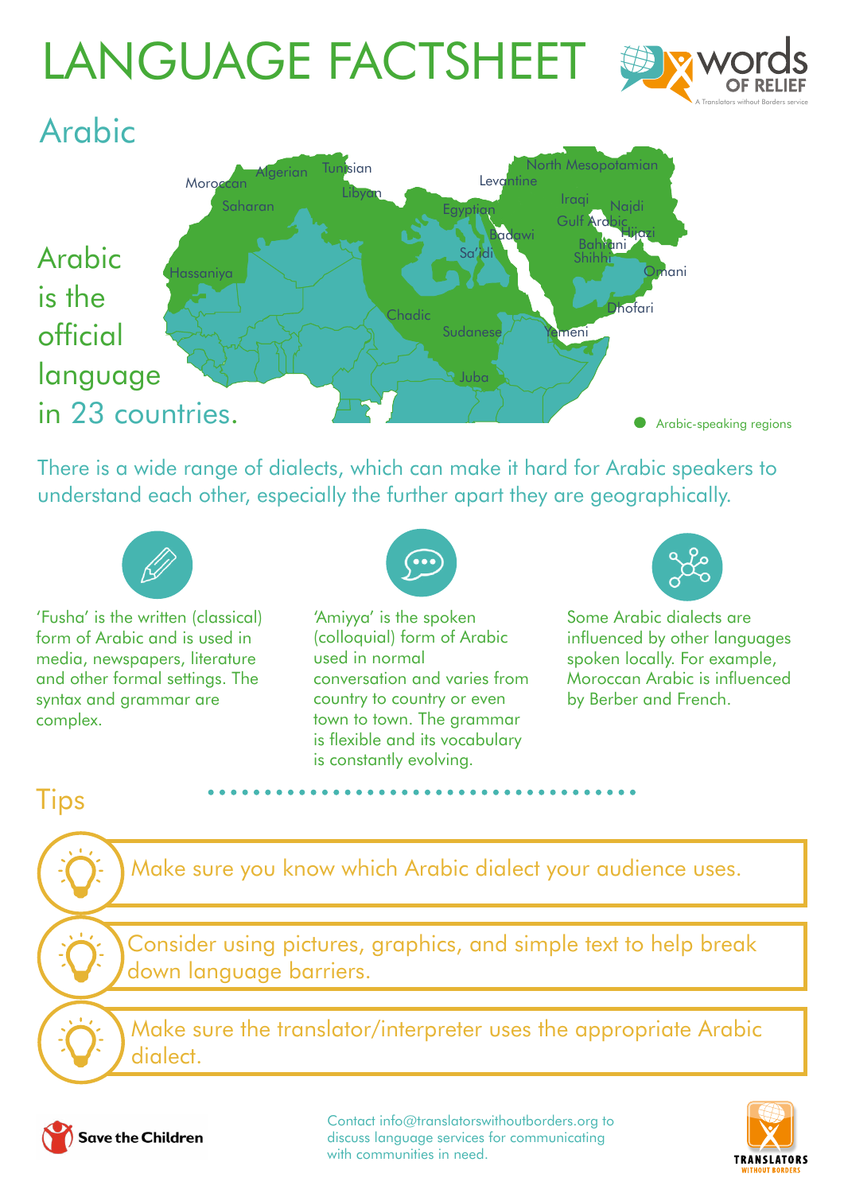# LANGUAGE FACTSHEET

## Arabic

Arabic is the official language in 23 countries.

Moroccan, Algerian, Tunisian, Libyan, Saharan, Hassaniya, Egyptian, Badawi, Sa'idi, Levantine, North Mesopotamian, Iraqi, Najdi, Gulf Arabic, Hijazi, Bahrani, Shihhi, Omani, Dhofari, Yemeni, Chadic, Sudanese, Juba

Arabic-speaking regions

There is a wide range of dialects, which can make it hard for Arabic speakers to understand each other, especially the further apart they are geographically.

'Fusha' is the written (classical) form of Arabic and is used in media, newspapers, literature and other formal settings. The syntax and grammar are complex.

'Amiyya' is the spoken (colloquial) form of Arabic used in normal conversation and varies from country to country or even town to town. The grammar is flexible and its vocabulary is constantly evolving.

Some Arabic dialects are influenced by other languages spoken locally. For example, Moroccan Arabic is influenced by Berber and French.

## Tips

- Make sure you know which Arabic dialect your audience uses.
- Consider using pictures, graphics, and simple text to help break down language barriers.
- Make sure the translator/interpreter uses the appropriate Arabic dialect.

Contact info@translatorswithoutborders.org to discuss language services for communicating with communities in need.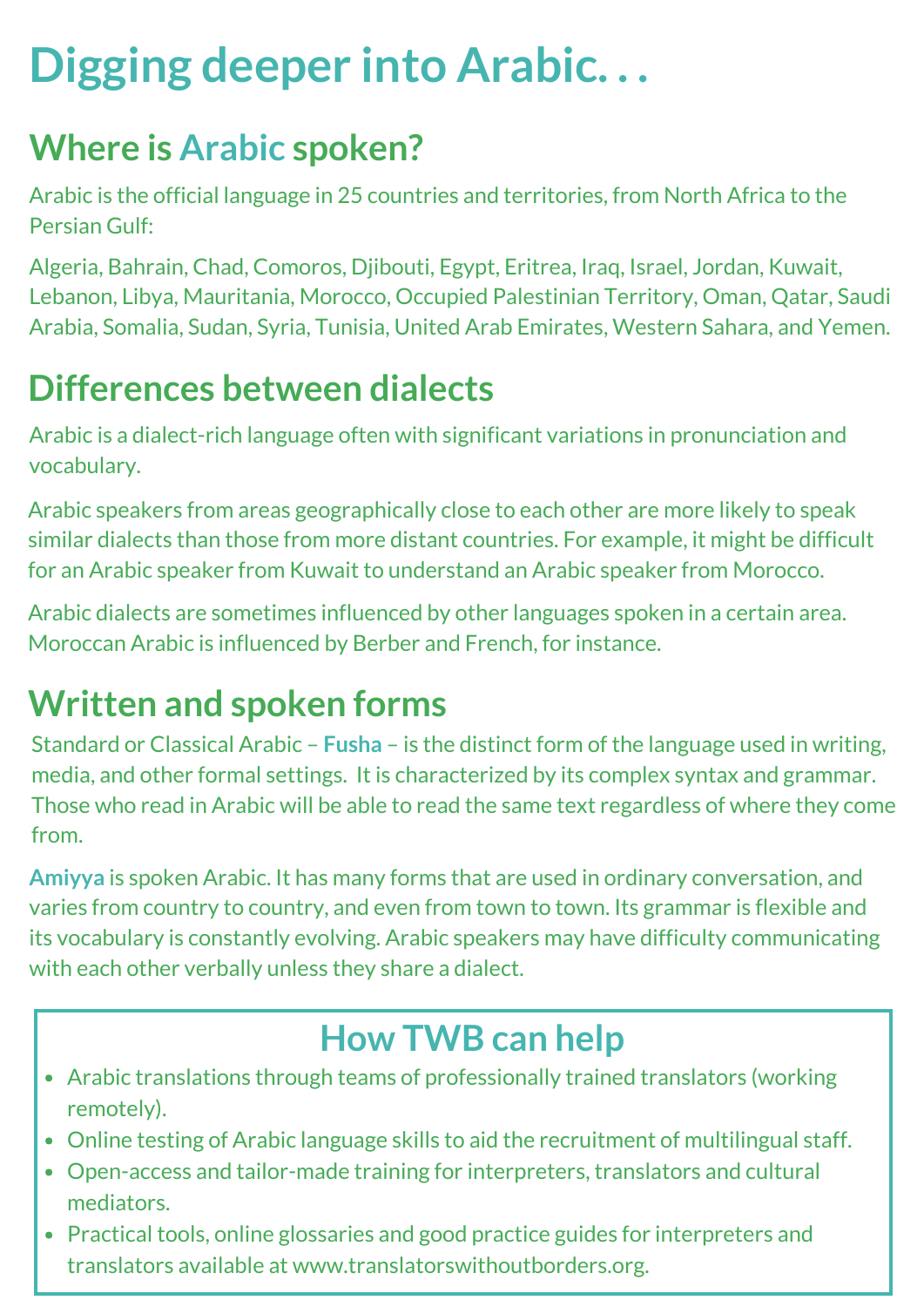# Digging deeper into Arabic...

## Where is Arabic spoken?

Arabic is the official language in 25 countries and territories, from North Africa to the Persian Gulf:

Algeria, Bahrain, Chad, Comoros, Djibouti, Egypt, Eritrea, Iraq, Israel, Jordan, Kuwait, Lebanon, Libya, Mauritania, Morocco, Occupied Palestinian Territory, Oman, Qatar, Saudi Arabia, Somalia, Sudan, Syria, Tunisia, United Arab Emirates, Western Sahara, and Yemen.

## Differences between dialects

Arabic is a dialect-rich language often with significant variations in pronunciation and vocabulary.

Arabic speakers from areas geographically close to each other are more likely to speak similar dialects than those from more distant countries. For example, it might be difficult for an Arabic speaker from Kuwait to understand an Arabic speaker from Morocco.

Arabic dialects are sometimes influenced by other languages spoken in a certain area. Moroccan Arabic is influenced by Berber and French, for instance.

## Written and spoken forms

Standard or Classical Arabic – **Fusha** – is the distinct form of the language used in writing, media, and other formal settings. It is characterized by its complex syntax and grammar. Those who read in Arabic will be able to read the same text regardless of where they come from.

**Amiyya** is spoken Arabic. It has many forms that are used in ordinary conversation, and varies from country to country, and even from town to town. Its grammar is flexible and its vocabulary is constantly evolving. Arabic speakers may have difficulty communicating with each other verbally unless they share a dialect.

## How TWB can help

- Arabic translations through teams of professionally trained translators (working remotely).
- Online testing of Arabic language skills to aid the recruitment of multilingual staff.
- Open-access and tailor-made training for interpreters, translators and cultural mediators.
- Practical tools, online glossaries and good practice guides for interpreters and translators available at www.translatorswithoutborders.org.